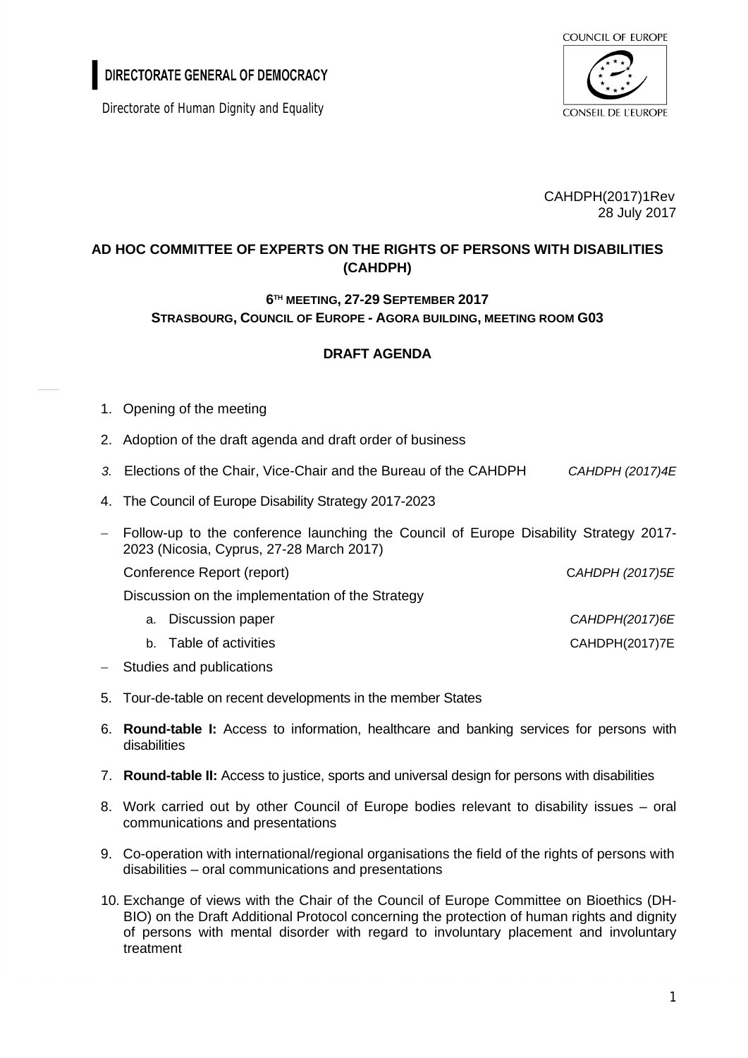DIRECTORATE GENERAL OF DEMOCRACY

Directorate of Human Dignity and Equality

COUNCIL OF EUROPE
CONSEIL DE L'EUROPE

CAHDPH(2017)1Rev
28 July 2017

# AD HOC COMMITTEE OF EXPERTS ON THE RIGHTS OF PERSONS WITH DISABILITIES (CAHDPH)

## 6TH MEETING, 27-29 SEPTEMBER 2017
## STRASBOURG, COUNCIL OF EUROPE - AGORA BUILDING, MEETING ROOM G03

## DRAFT AGENDA

1. Opening of the meeting
2. Adoption of the draft agenda and draft order of business
3. Elections of the Chair, Vice-Chair and the Bureau of the CAHDPH — *CAHDPH (2017)4E*
4. The Council of Europe Disability Strategy 2017-2023

- Follow-up to the conference launching the Council of Europe Disability Strategy 2017-2023 (Nicosia, Cyprus, 27-28 March 2017)

  Conference Report (report) — *CAHDPH (2017)5E*

  Discussion on the implementation of the Strategy

  a. Discussion paper — *CAHDPH(2017)6E*
  b. Table of activities — CAHDPH(2017)7E

- Studies and publications

5. Tour-de-table on recent developments in the member States
6. **Round-table I:** Access to information, healthcare and banking services for persons with disabilities
7. **Round-table II:** Access to justice, sports and universal design for persons with disabilities
8. Work carried out by other Council of Europe bodies relevant to disability issues – oral communications and presentations
9. Co-operation with international/regional organisations the field of the rights of persons with disabilities – oral communications and presentations
10. Exchange of views with the Chair of the Council of Europe Committee on Bioethics (DH-BIO) on the Draft Additional Protocol concerning the protection of human rights and dignity of persons with mental disorder with regard to involuntary placement and involuntary treatment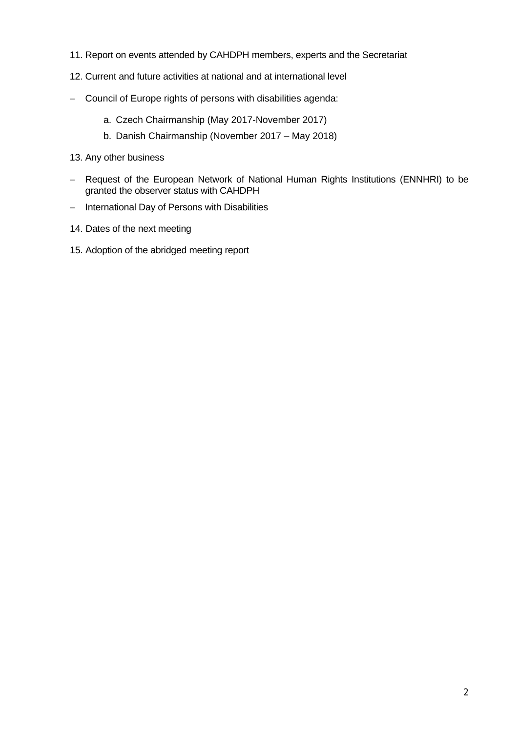11. Report on events attended by CAHDPH members, experts and the Secretariat

12. Current and future activities at national and at international level

- Council of Europe rights of persons with disabilities agenda:

    a. Czech Chairmanship (May 2017-November 2017)

    b. Danish Chairmanship (November 2017 – May 2018)

13. Any other business

- Request of the European Network of National Human Rights Institutions (ENNHRI) to be granted the observer status with CAHDPH
- International Day of Persons with Disabilities

14. Dates of the next meeting

15. Adoption of the abridged meeting report